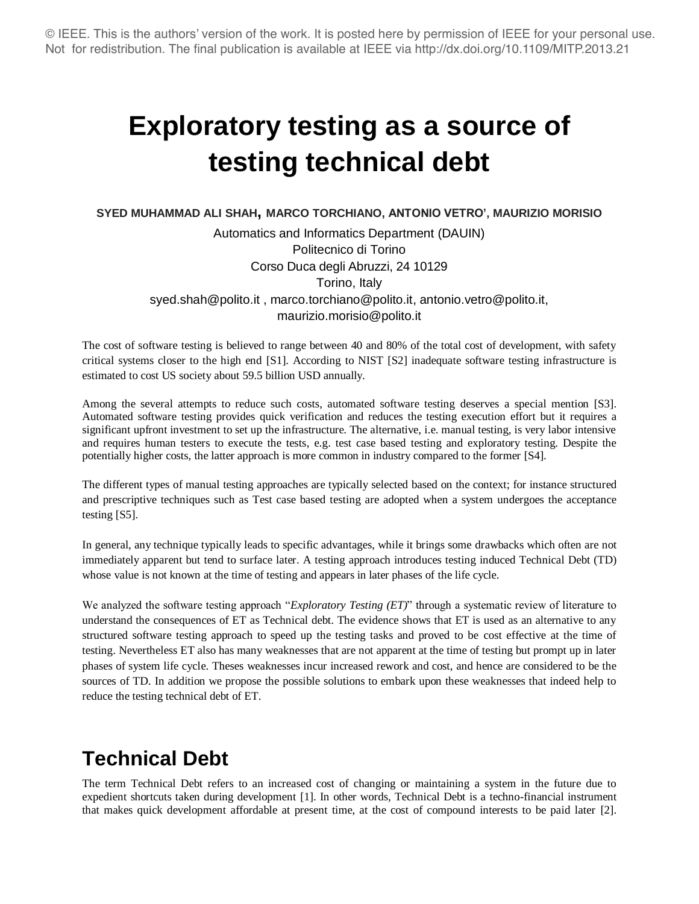© IEEE. This is the authors' version of the work. It is posted here by permission of IEEE for your personal use. Not for redistribution. The final publication is available at IEEE via http://dx.doi.org/10.1109/MITP.2013.21

# Exploratory testing as a source of testing technical debt

**SYED MUHAMMAD ALI SHAH, MARCO TORCHIANO, ANTONIO VETRO', MAURIZIO MORISIO**

Automatics and Informatics Department (DAUIN)
Politecnico di Torino
Corso Duca degli Abruzzi, 24 10129
Torino, Italy
syed.shah@polito.it , marco.torchiano@polito.it, antonio.vetro@polito.it, maurizio.morisio@polito.it

The cost of software testing is believed to range between 40 and 80% of the total cost of development, with safety critical systems closer to the high end [S1]. According to NIST [S2] inadequate software testing infrastructure is estimated to cost US society about 59.5 billion USD annually.

Among the several attempts to reduce such costs, automated software testing deserves a special mention [S3]. Automated software testing provides quick verification and reduces the testing execution effort but it requires a significant upfront investment to set up the infrastructure. The alternative, i.e. manual testing, is very labor intensive and requires human testers to execute the tests, e.g. test case based testing and exploratory testing. Despite the potentially higher costs, the latter approach is more common in industry compared to the former [S4].

The different types of manual testing approaches are typically selected based on the context; for instance structured and prescriptive techniques such as Test case based testing are adopted when a system undergoes the acceptance testing [S5].

In general, any technique typically leads to specific advantages, while it brings some drawbacks which often are not immediately apparent but tend to surface later. A testing approach introduces testing induced Technical Debt (TD) whose value is not known at the time of testing and appears in later phases of the life cycle.

We analyzed the software testing approach "*Exploratory Testing (ET)*" through a systematic review of literature to understand the consequences of ET as Technical debt. The evidence shows that ET is used as an alternative to any structured software testing approach to speed up the testing tasks and proved to be cost effective at the time of testing. Nevertheless ET also has many weaknesses that are not apparent at the time of testing but prompt up in later phases of system life cycle. Theses weaknesses incur increased rework and cost, and hence are considered to be the sources of TD. In addition we propose the possible solutions to embark upon these weaknesses that indeed help to reduce the testing technical debt of ET.

## Technical Debt

The term Technical Debt refers to an increased cost of changing or maintaining a system in the future due to expedient shortcuts taken during development [1]. In other words, Technical Debt is a techno-financial instrument that makes quick development affordable at present time, at the cost of compound interests to be paid later [2].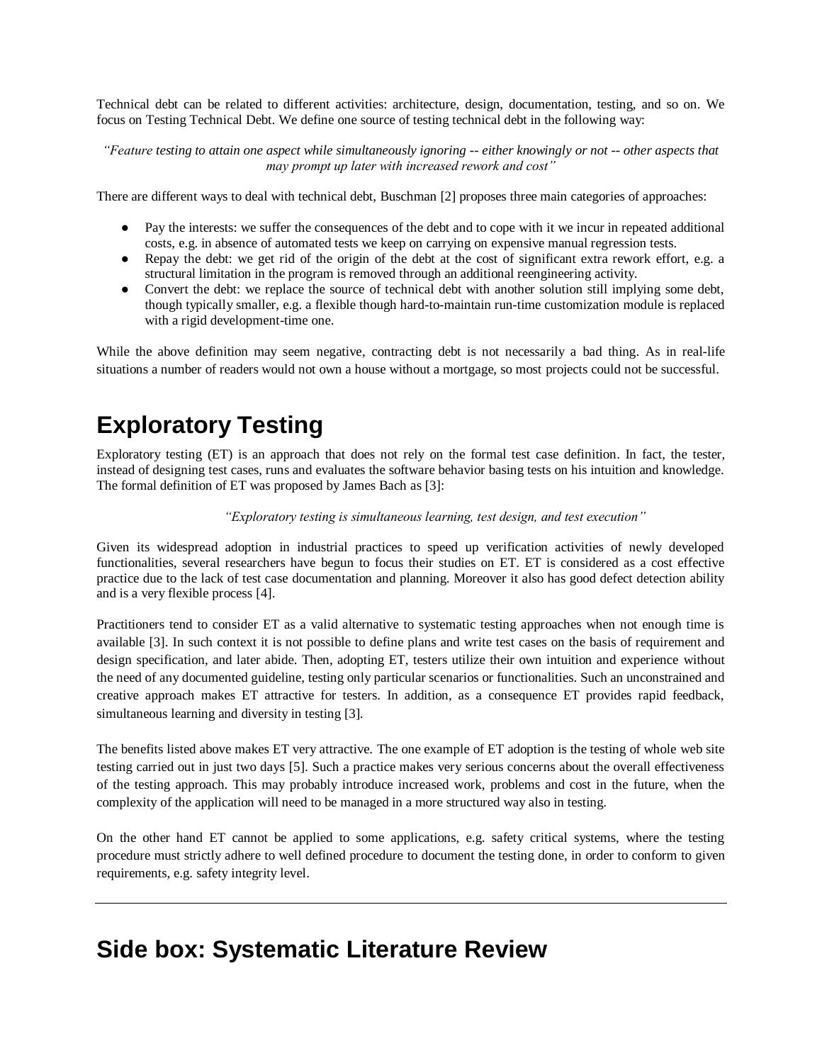Technical debt can be related to different activities: architecture, design, documentation, testing, and so on. We focus on Testing Technical Debt. We define one source of testing technical debt in the following way:

*"Feature testing to attain one aspect while simultaneously ignoring -- either knowingly or not -- other aspects that may prompt up later with increased rework and cost"*

There are different ways to deal with technical debt, Buschman [2] proposes three main categories of approaches:

- Pay the interests: we suffer the consequences of the debt and to cope with it we incur in repeated additional costs, e.g. in absence of automated tests we keep on carrying on expensive manual regression tests.
- Repay the debt: we get rid of the origin of the debt at the cost of significant extra rework effort, e.g. a structural limitation in the program is removed through an additional reengineering activity.
- Convert the debt: we replace the source of technical debt with another solution still implying some debt, though typically smaller, e.g. a flexible though hard-to-maintain run-time customization module is replaced with a rigid development-time one.

While the above definition may seem negative, contracting debt is not necessarily a bad thing. As in real-life situations a number of readers would not own a house without a mortgage, so most projects could not be successful.

# Exploratory Testing

Exploratory testing (ET) is an approach that does not rely on the formal test case definition. In fact, the tester, instead of designing test cases, runs and evaluates the software behavior basing tests on his intuition and knowledge. The formal definition of ET was proposed by James Bach as [3]:

*"Exploratory testing is simultaneous learning, test design, and test execution"*

Given its widespread adoption in industrial practices to speed up verification activities of newly developed functionalities, several researchers have begun to focus their studies on ET. ET is considered as a cost effective practice due to the lack of test case documentation and planning. Moreover it also has good defect detection ability and is a very flexible process [4].

Practitioners tend to consider ET as a valid alternative to systematic testing approaches when not enough time is available [3]. In such context it is not possible to define plans and write test cases on the basis of requirement and design specification, and later abide. Then, adopting ET, testers utilize their own intuition and experience without the need of any documented guideline, testing only particular scenarios or functionalities. Such an unconstrained and creative approach makes ET attractive for testers. In addition, as a consequence ET provides rapid feedback, simultaneous learning and diversity in testing [3].

The benefits listed above makes ET very attractive. The one example of ET adoption is the testing of whole web site testing carried out in just two days [5]. Such a practice makes very serious concerns about the overall effectiveness of the testing approach. This may probably introduce increased work, problems and cost in the future, when the complexity of the application will need to be managed in a more structured way also in testing.

On the other hand ET cannot be applied to some applications, e.g. safety critical systems, where the testing procedure must strictly adhere to well defined procedure to document the testing done, in order to conform to given requirements, e.g. safety integrity level.

---

# Side box: Systematic Literature Review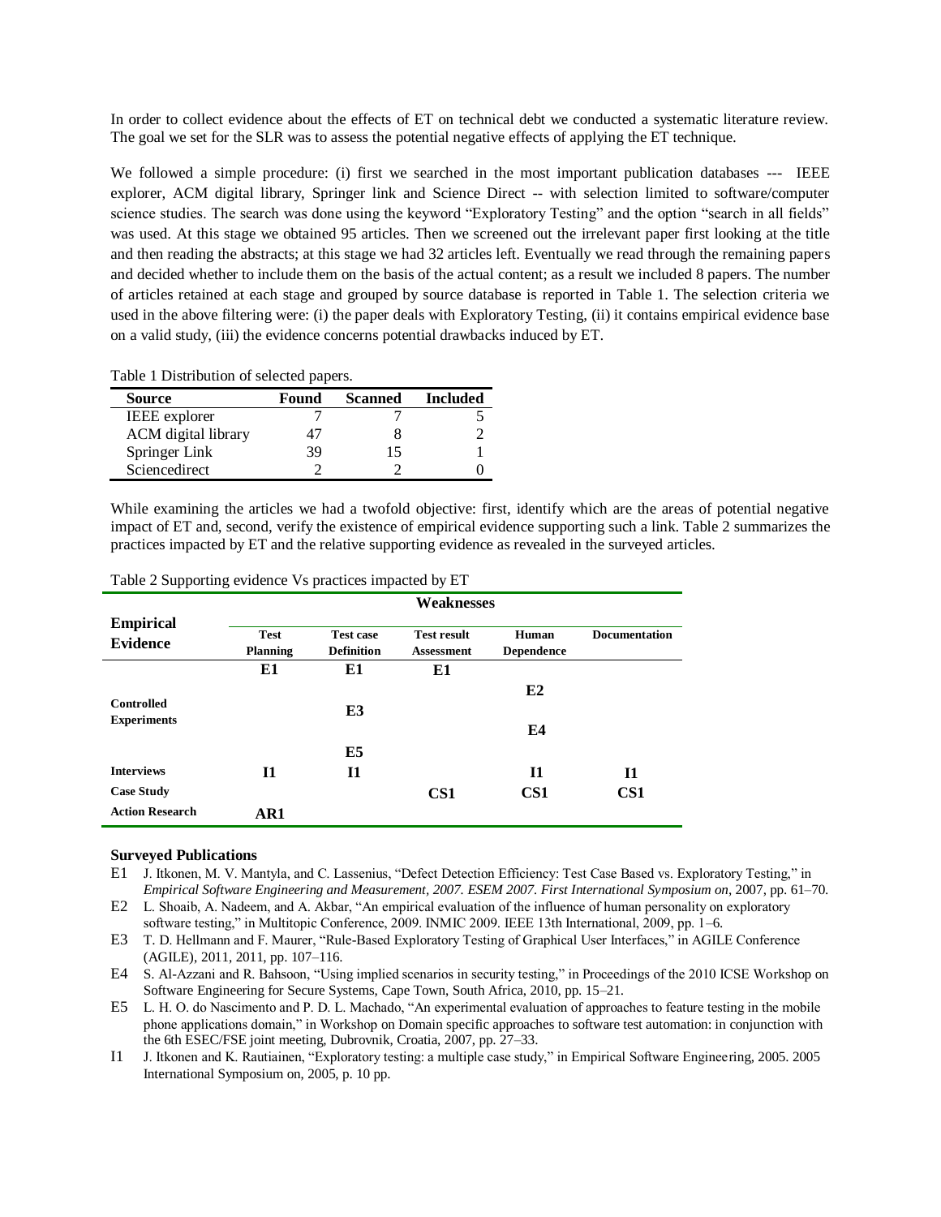In order to collect evidence about the effects of ET on technical debt we conducted a systematic literature review. The goal we set for the SLR was to assess the potential negative effects of applying the ET technique.

We followed a simple procedure: (i) first we searched in the most important publication databases --- IEEE explorer, ACM digital library, Springer link and Science Direct -- with selection limited to software/computer science studies. The search was done using the keyword "Exploratory Testing" and the option "search in all fields" was used. At this stage we obtained 95 articles. Then we screened out the irrelevant paper first looking at the title and then reading the abstracts; at this stage we had 32 articles left. Eventually we read through the remaining papers and decided whether to include them on the basis of the actual content; as a result we included 8 papers. The number of articles retained at each stage and grouped by source database is reported in Table 1. The selection criteria we used in the above filtering were: (i) the paper deals with Exploratory Testing, (ii) it contains empirical evidence base on a valid study, (iii) the evidence concerns potential drawbacks induced by ET.

Table 1 Distribution of selected papers.

| Source | Found | Scanned | Included |
|---|---|---|---|
| IEEE explorer | 7 | 7 | 5 |
| ACM digital library | 47 | 8 | 2 |
| Springer Link | 39 | 15 | 1 |
| Sciencedirect | 2 | 2 | 0 |

While examining the articles we had a twofold objective: first, identify which are the areas of potential negative impact of ET and, second, verify the existence of empirical evidence supporting such a link. Table 2 summarizes the practices impacted by ET and the relative supporting evidence as revealed in the surveyed articles.

Table 2 Supporting evidence Vs practices impacted by ET

| **Empirical Evidence** | **Weaknesses** | | | | |
|---|---|---|---|---|---|
| | **Test Planning** | **Test case Definition** | **Test result Assessment** | **Human Dependence** | **Documentation** |
| | **E1** | **E1** | **E1** | | |
| | | | | **E2** | |
| **Controlled Experiments** | | **E3** | | | |
| | | | | **E4** | |
| | | **E5** | | | |
| **Interviews** | **I1** | **I1** | | **I1** | **I1** |
| **Case Study** | | | **CS1** | **CS1** | **CS1** |
| **Action Research** | **AR1** | | | | |

**Surveyed Publications**

- E1 J. Itkonen, M. V. Mantyla, and C. Lassenius, "Defect Detection Efficiency: Test Case Based vs. Exploratory Testing," in *Empirical Software Engineering and Measurement, 2007. ESEM 2007. First International Symposium on*, 2007, pp. 61–70.
- E2 L. Shoaib, A. Nadeem, and A. Akbar, "An empirical evaluation of the influence of human personality on exploratory software testing," in Multitopic Conference, 2009. INMIC 2009. IEEE 13th International, 2009, pp. 1–6.
- E3 T. D. Hellmann and F. Maurer, "Rule-Based Exploratory Testing of Graphical User Interfaces," in AGILE Conference (AGILE), 2011, 2011, pp. 107–116.
- E4 S. Al-Azzani and R. Bahsoon, "Using implied scenarios in security testing," in Proceedings of the 2010 ICSE Workshop on Software Engineering for Secure Systems, Cape Town, South Africa, 2010, pp. 15–21.
- E5 L. H. O. do Nascimento and P. D. L. Machado, "An experimental evaluation of approaches to feature testing in the mobile phone applications domain," in Workshop on Domain specific approaches to software test automation: in conjunction with the 6th ESEC/FSE joint meeting, Dubrovnik, Croatia, 2007, pp. 27–33.
- I1 J. Itkonen and K. Rautiainen, "Exploratory testing: a multiple case study," in Empirical Software Engineering, 2005. 2005 International Symposium on, 2005, p. 10 pp.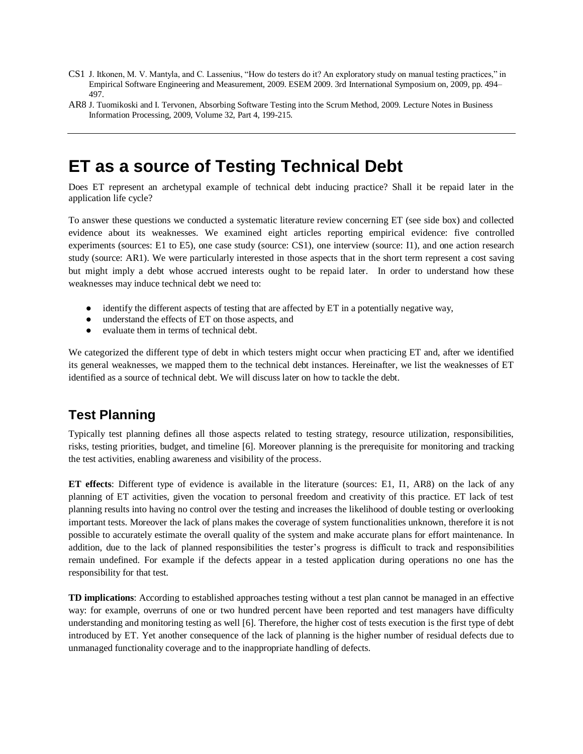CS1 J. Itkonen, M. V. Mantyla, and C. Lassenius, "How do testers do it? An exploratory study on manual testing practices," in Empirical Software Engineering and Measurement, 2009. ESEM 2009. 3rd International Symposium on, 2009, pp. 494–497.

AR8 J. Tuomikoski and I. Tervonen, Absorbing Software Testing into the Scrum Method, 2009. Lecture Notes in Business Information Processing, 2009, Volume 32, Part 4, 199-215.

---

# ET as a source of Testing Technical Debt

Does ET represent an archetypal example of technical debt inducing practice? Shall it be repaid later in the application life cycle?

To answer these questions we conducted a systematic literature review concerning ET (see side box) and collected evidence about its weaknesses. We examined eight articles reporting empirical evidence: five controlled experiments (sources: E1 to E5), one case study (source: CS1), one interview (source: I1), and one action research study (source: AR1). We were particularly interested in those aspects that in the short term represent a cost saving but might imply a debt whose accrued interests ought to be repaid later. In order to understand how these weaknesses may induce technical debt we need to:

- identify the different aspects of testing that are affected by ET in a potentially negative way,
- understand the effects of ET on those aspects, and
- evaluate them in terms of technical debt.

We categorized the different type of debt in which testers might occur when practicing ET and, after we identified its general weaknesses, we mapped them to the technical debt instances. Hereinafter, we list the weaknesses of ET identified as a source of technical debt. We will discuss later on how to tackle the debt.

## Test Planning

Typically test planning defines all those aspects related to testing strategy, resource utilization, responsibilities, risks, testing priorities, budget, and timeline [6]. Moreover planning is the prerequisite for monitoring and tracking the test activities, enabling awareness and visibility of the process.

**ET effects**: Different type of evidence is available in the literature (sources: E1, I1, AR8) on the lack of any planning of ET activities, given the vocation to personal freedom and creativity of this practice. ET lack of test planning results into having no control over the testing and increases the likelihood of double testing or overlooking important tests. Moreover the lack of plans makes the coverage of system functionalities unknown, therefore it is not possible to accurately estimate the overall quality of the system and make accurate plans for effort maintenance. In addition, due to the lack of planned responsibilities the tester's progress is difficult to track and responsibilities remain undefined. For example if the defects appear in a tested application during operations no one has the responsibility for that test.

**TD implications**: According to established approaches testing without a test plan cannot be managed in an effective way: for example, overruns of one or two hundred percent have been reported and test managers have difficulty understanding and monitoring testing as well [6]. Therefore, the higher cost of tests execution is the first type of debt introduced by ET. Yet another consequence of the lack of planning is the higher number of residual defects due to unmanaged functionality coverage and to the inappropriate handling of defects.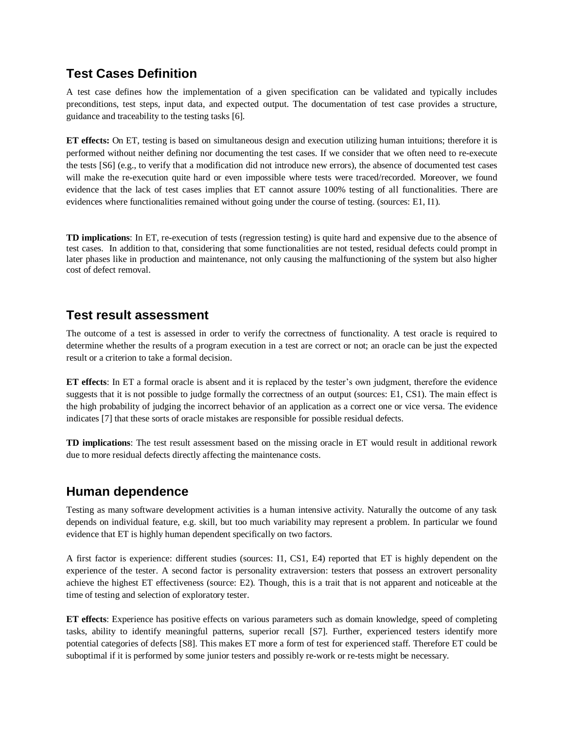## Test Cases Definition

A test case defines how the implementation of a given specification can be validated and typically includes preconditions, test steps, input data, and expected output. The documentation of test case provides a structure, guidance and traceability to the testing tasks [6].

**ET effects:** On ET, testing is based on simultaneous design and execution utilizing human intuitions; therefore it is performed without neither defining nor documenting the test cases. If we consider that we often need to re-execute the tests [S6] (e.g., to verify that a modification did not introduce new errors), the absence of documented test cases will make the re-execution quite hard or even impossible where tests were traced/recorded. Moreover, we found evidence that the lack of test cases implies that ET cannot assure 100% testing of all functionalities. There are evidences where functionalities remained without going under the course of testing. (sources: E1, I1).

**TD implications**: In ET, re-execution of tests (regression testing) is quite hard and expensive due to the absence of test cases. In addition to that, considering that some functionalities are not tested, residual defects could prompt in later phases like in production and maintenance, not only causing the malfunctioning of the system but also higher cost of defect removal.

## Test result assessment

The outcome of a test is assessed in order to verify the correctness of functionality. A test oracle is required to determine whether the results of a program execution in a test are correct or not; an oracle can be just the expected result or a criterion to take a formal decision.

**ET effects**: In ET a formal oracle is absent and it is replaced by the tester's own judgment, therefore the evidence suggests that it is not possible to judge formally the correctness of an output (sources: E1, CS1). The main effect is the high probability of judging the incorrect behavior of an application as a correct one or vice versa. The evidence indicates [7] that these sorts of oracle mistakes are responsible for possible residual defects.

**TD implications**: The test result assessment based on the missing oracle in ET would result in additional rework due to more residual defects directly affecting the maintenance costs.

## Human dependence

Testing as many software development activities is a human intensive activity. Naturally the outcome of any task depends on individual feature, e.g. skill, but too much variability may represent a problem. In particular we found evidence that ET is highly human dependent specifically on two factors.

A first factor is experience: different studies (sources: I1, CS1, E4) reported that ET is highly dependent on the experience of the tester. A second factor is personality extraversion: testers that possess an extrovert personality achieve the highest ET effectiveness (source: E2). Though, this is a trait that is not apparent and noticeable at the time of testing and selection of exploratory tester.

**ET effects**: Experience has positive effects on various parameters such as domain knowledge, speed of completing tasks, ability to identify meaningful patterns, superior recall [S7]. Further, experienced testers identify more potential categories of defects [S8]. This makes ET more a form of test for experienced staff. Therefore ET could be suboptimal if it is performed by some junior testers and possibly re-work or re-tests might be necessary.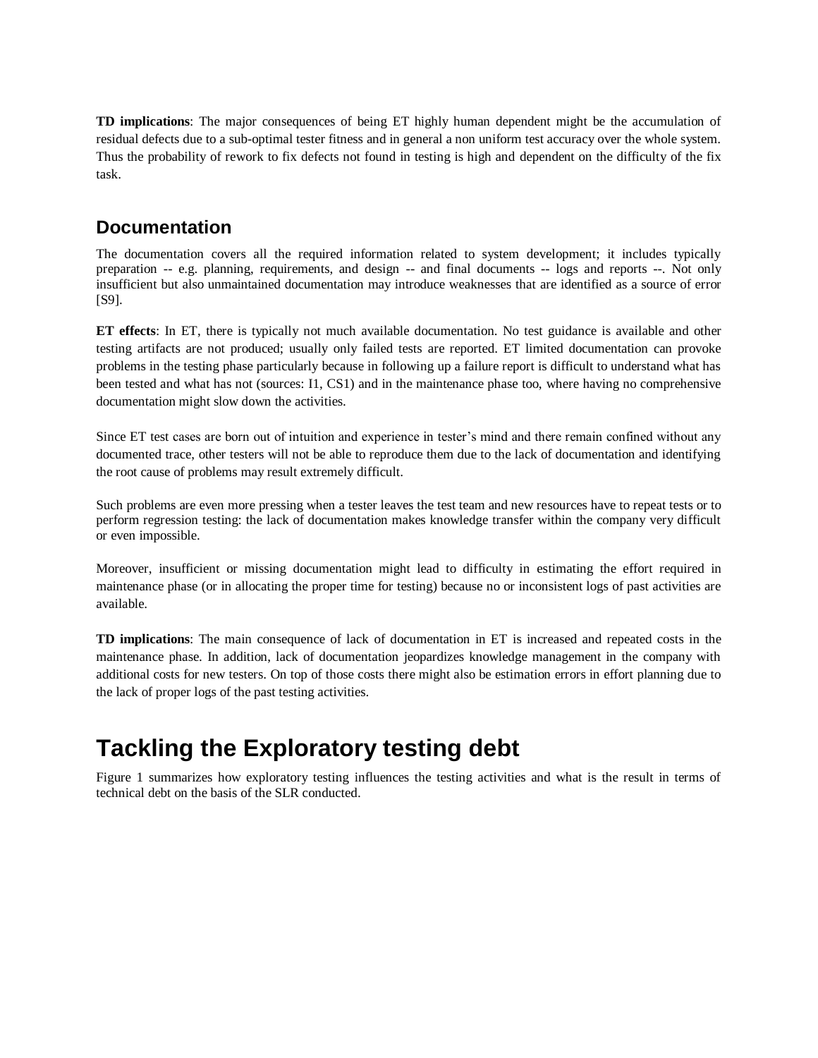**TD implications**: The major consequences of being ET highly human dependent might be the accumulation of residual defects due to a sub-optimal tester fitness and in general a non uniform test accuracy over the whole system. Thus the probability of rework to fix defects not found in testing is high and dependent on the difficulty of the fix task.

## Documentation

The documentation covers all the required information related to system development; it includes typically preparation -- e.g. planning, requirements, and design -- and final documents -- logs and reports --. Not only insufficient but also unmaintained documentation may introduce weaknesses that are identified as a source of error [S9].

**ET effects**: In ET, there is typically not much available documentation. No test guidance is available and other testing artifacts are not produced; usually only failed tests are reported. ET limited documentation can provoke problems in the testing phase particularly because in following up a failure report is difficult to understand what has been tested and what has not (sources: I1, CS1) and in the maintenance phase too, where having no comprehensive documentation might slow down the activities.

Since ET test cases are born out of intuition and experience in tester's mind and there remain confined without any documented trace, other testers will not be able to reproduce them due to the lack of documentation and identifying the root cause of problems may result extremely difficult.

Such problems are even more pressing when a tester leaves the test team and new resources have to repeat tests or to perform regression testing: the lack of documentation makes knowledge transfer within the company very difficult or even impossible.

Moreover, insufficient or missing documentation might lead to difficulty in estimating the effort required in maintenance phase (or in allocating the proper time for testing) because no or inconsistent logs of past activities are available.

**TD implications**: The main consequence of lack of documentation in ET is increased and repeated costs in the maintenance phase. In addition, lack of documentation jeopardizes knowledge management in the company with additional costs for new testers. On top of those costs there might also be estimation errors in effort planning due to the lack of proper logs of the past testing activities.

# Tackling the Exploratory testing debt

Figure 1 summarizes how exploratory testing influences the testing activities and what is the result in terms of technical debt on the basis of the SLR conducted.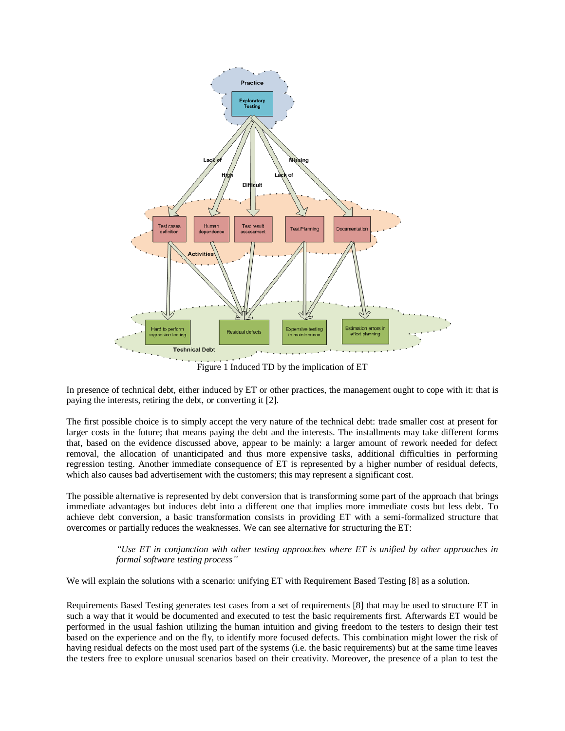Figure 1 Induced TD by the implication of ET

In presence of technical debt, either induced by ET or other practices, the management ought to cope with it: that is paying the interests, retiring the debt, or converting it [2].

The first possible choice is to simply accept the very nature of the technical debt: trade smaller cost at present for larger costs in the future; that means paying the debt and the interests. The installments may take different forms that, based on the evidence discussed above, appear to be mainly: a larger amount of rework needed for defect removal, the allocation of unanticipated and thus more expensive tasks, additional difficulties in performing regression testing. Another immediate consequence of ET is represented by a higher number of residual defects, which also causes bad advertisement with the customers; this may represent a significant cost.

The possible alternative is represented by debt conversion that is transforming some part of the approach that brings immediate advantages but induces debt into a different one that implies more immediate costs but less debt. To achieve debt conversion, a basic transformation consists in providing ET with a semi-formalized structure that overcomes or partially reduces the weaknesses. We can see alternative for structuring the ET:

> *"Use ET in conjunction with other testing approaches where ET is unified by other approaches in formal software testing process"*

We will explain the solutions with a scenario: unifying ET with Requirement Based Testing [8] as a solution.

Requirements Based Testing generates test cases from a set of requirements [8] that may be used to structure ET in such a way that it would be documented and executed to test the basic requirements first. Afterwards ET would be performed in the usual fashion utilizing the human intuition and giving freedom to the testers to design their test based on the experience and on the fly, to identify more focused defects. This combination might lower the risk of having residual defects on the most used part of the systems (i.e. the basic requirements) but at the same time leaves the testers free to explore unusual scenarios based on their creativity. Moreover, the presence of a plan to test the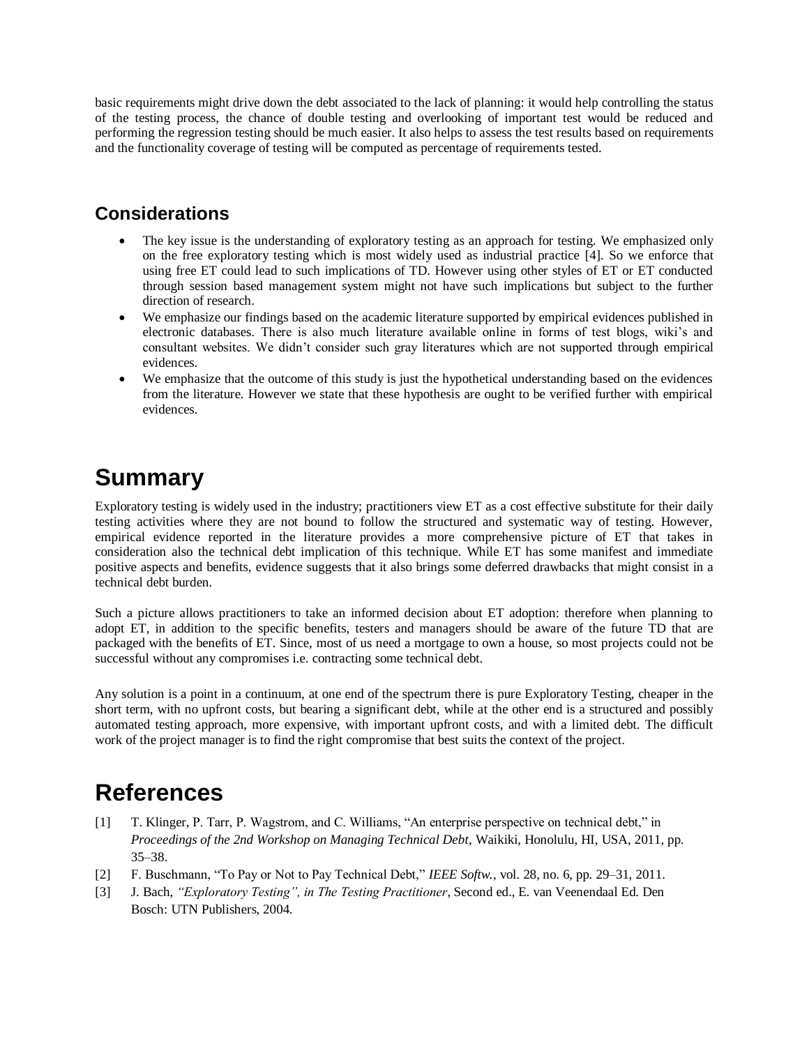basic requirements might drive down the debt associated to the lack of planning: it would help controlling the status of the testing process, the chance of double testing and overlooking of important test would be reduced and performing the regression testing should be much easier. It also helps to assess the test results based on requirements and the functionality coverage of testing will be computed as percentage of requirements tested.

## Considerations

- The key issue is the understanding of exploratory testing as an approach for testing. We emphasized only on the free exploratory testing which is most widely used as industrial practice [4]. So we enforce that using free ET could lead to such implications of TD. However using other styles of ET or ET conducted through session based management system might not have such implications but subject to the further direction of research.
- We emphasize our findings based on the academic literature supported by empirical evidences published in electronic databases. There is also much literature available online in forms of test blogs, wiki's and consultant websites. We didn't consider such gray literatures which are not supported through empirical evidences.
- We emphasize that the outcome of this study is just the hypothetical understanding based on the evidences from the literature. However we state that these hypothesis are ought to be verified further with empirical evidences.

# Summary

Exploratory testing is widely used in the industry; practitioners view ET as a cost effective substitute for their daily testing activities where they are not bound to follow the structured and systematic way of testing. However, empirical evidence reported in the literature provides a more comprehensive picture of ET that takes in consideration also the technical debt implication of this technique. While ET has some manifest and immediate positive aspects and benefits, evidence suggests that it also brings some deferred drawbacks that might consist in a technical debt burden.

Such a picture allows practitioners to take an informed decision about ET adoption: therefore when planning to adopt ET, in addition to the specific benefits, testers and managers should be aware of the future TD that are packaged with the benefits of ET. Since, most of us need a mortgage to own a house, so most projects could not be successful without any compromises i.e. contracting some technical debt.

Any solution is a point in a continuum, at one end of the spectrum there is pure Exploratory Testing, cheaper in the short term, with no upfront costs, but bearing a significant debt, while at the other end is a structured and possibly automated testing approach, more expensive, with important upfront costs, and with a limited debt. The difficult work of the project manager is to find the right compromise that best suits the context of the project.

# References

[1] T. Klinger, P. Tarr, P. Wagstrom, and C. Williams, "An enterprise perspective on technical debt," in *Proceedings of the 2nd Workshop on Managing Technical Debt*, Waikiki, Honolulu, HI, USA, 2011, pp. 35–38.

[2] F. Buschmann, "To Pay or Not to Pay Technical Debt," *IEEE Softw.*, vol. 28, no. 6, pp. 29–31, 2011.

[3] J. Bach, *"Exploratory Testing", in The Testing Practitioner*, Second ed., E. van Veenendaal Ed. Den Bosch: UTN Publishers, 2004.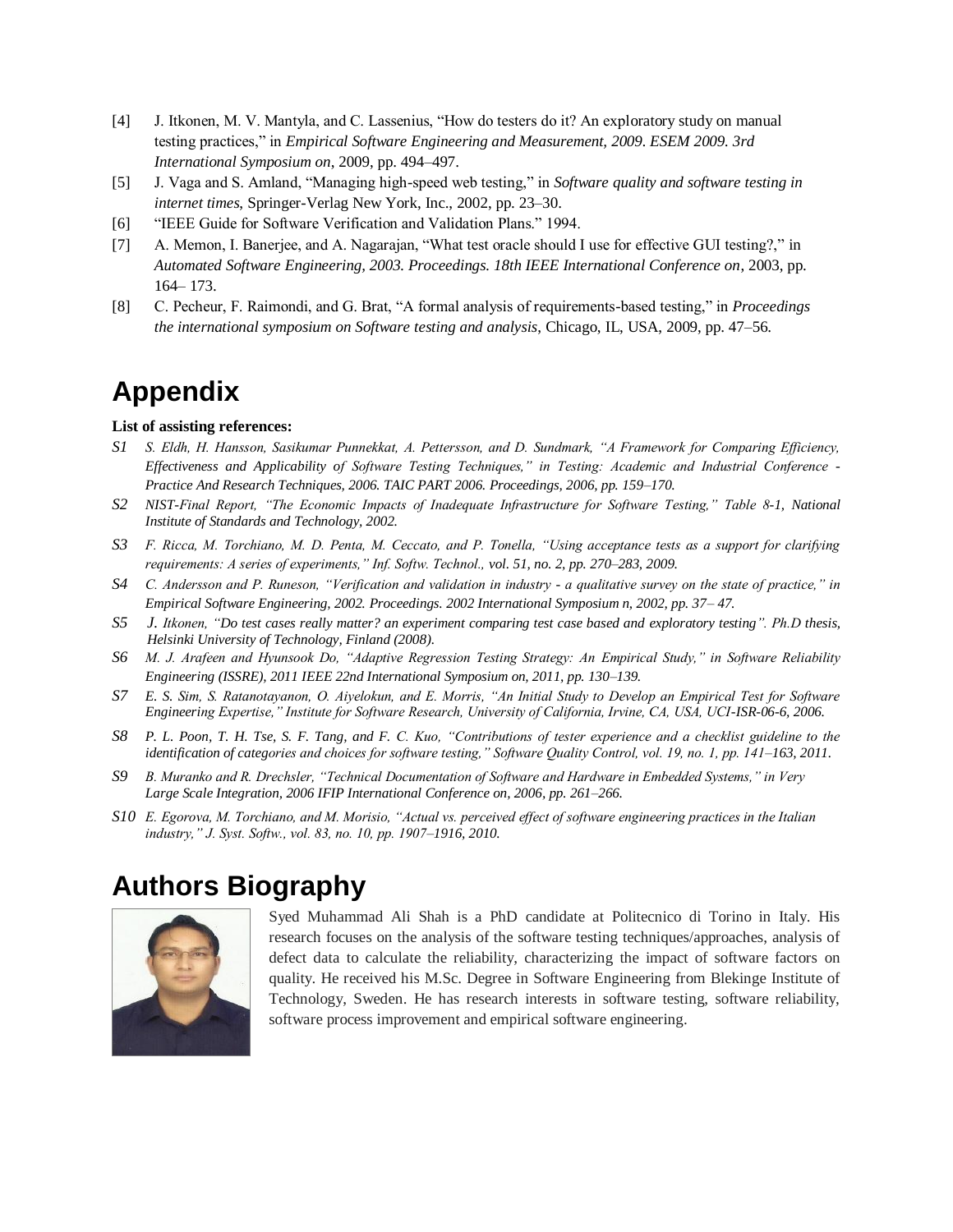[4] J. Itkonen, M. V. Mantyla, and C. Lassenius, "How do testers do it? An exploratory study on manual testing practices," in *Empirical Software Engineering and Measurement, 2009. ESEM 2009. 3rd International Symposium on*, 2009, pp. 494–497.

[5] J. Vaga and S. Amland, "Managing high-speed web testing," in *Software quality and software testing in internet times*, Springer-Verlag New York, Inc., 2002, pp. 23–30.

[6] "IEEE Guide for Software Verification and Validation Plans." 1994.

[7] A. Memon, I. Banerjee, and A. Nagarajan, "What test oracle should I use for effective GUI testing?," in *Automated Software Engineering, 2003. Proceedings. 18th IEEE International Conference on*, 2003, pp. 164– 173.

[8] C. Pecheur, F. Raimondi, and G. Brat, "A formal analysis of requirements-based testing," in *Proceedings the international symposium on Software testing and analysis*, Chicago, IL, USA, 2009, pp. 47–56.

# Appendix

**List of assisting references:**

*S1* *S. Eldh, H. Hansson, Sasikumar Punnekkat, A. Pettersson, and D. Sundmark, "A Framework for Comparing Efficiency, Effectiveness and Applicability of Software Testing Techniques," in Testing: Academic and Industrial Conference - Practice And Research Techniques, 2006. TAIC PART 2006. Proceedings, 2006, pp. 159–170.*

*S2* *NIST-Final Report, "The Economic Impacts of Inadequate Infrastructure for Software Testing," Table 8-1, National Institute of Standards and Technology, 2002.*

*S3* *F. Ricca, M. Torchiano, M. D. Penta, M. Ceccato, and P. Tonella, "Using acceptance tests as a support for clarifying requirements: A series of experiments," Inf. Softw. Technol., vol. 51, no. 2, pp. 270–283, 2009.*

*S4* *C. Andersson and P. Runeson, "Verification and validation in industry - a qualitative survey on the state of practice," in Empirical Software Engineering, 2002. Proceedings. 2002 International Symposium n, 2002, pp. 37– 47.*

*S5* *J. Itkonen, "Do test cases really matter? an experiment comparing test case based and exploratory testing". Ph.D thesis, Helsinki University of Technology, Finland (2008).*

*S6* *M. J. Arafeen and Hyunsook Do, "Adaptive Regression Testing Strategy: An Empirical Study," in Software Reliability Engineering (ISSRE), 2011 IEEE 22nd International Symposium on, 2011, pp. 130–139.*

*S7* *E. S. Sim, S. Ratanotayanon, O. Aiyelokun, and E. Morris, "An Initial Study to Develop an Empirical Test for Software Engineering Expertise," Institute for Software Research, University of California, Irvine, CA, USA, UCI-ISR-06-6, 2006.*

*S8* *P. L. Poon, T. H. Tse, S. F. Tang, and F. C. Kuo, "Contributions of tester experience and a checklist guideline to the identification of categories and choices for software testing," Software Quality Control, vol. 19, no. 1, pp. 141–163, 2011.*

*S9* *B. Muranko and R. Drechsler, "Technical Documentation of Software and Hardware in Embedded Systems," in Very Large Scale Integration, 2006 IFIP International Conference on, 2006, pp. 261–266.*

*S10* *E. Egorova, M. Torchiano, and M. Morisio, "Actual vs. perceived effect of software engineering practices in the Italian industry," J. Syst. Softw., vol. 83, no. 10, pp. 1907–1916, 2010.*

# Authors Biography

Syed Muhammad Ali Shah is a PhD candidate at Politecnico di Torino in Italy. His research focuses on the analysis of the software testing techniques/approaches, analysis of defect data to calculate the reliability, characterizing the impact of software factors on quality. He received his M.Sc. Degree in Software Engineering from Blekinge Institute of Technology, Sweden. He has research interests in software testing, software reliability, software process improvement and empirical software engineering.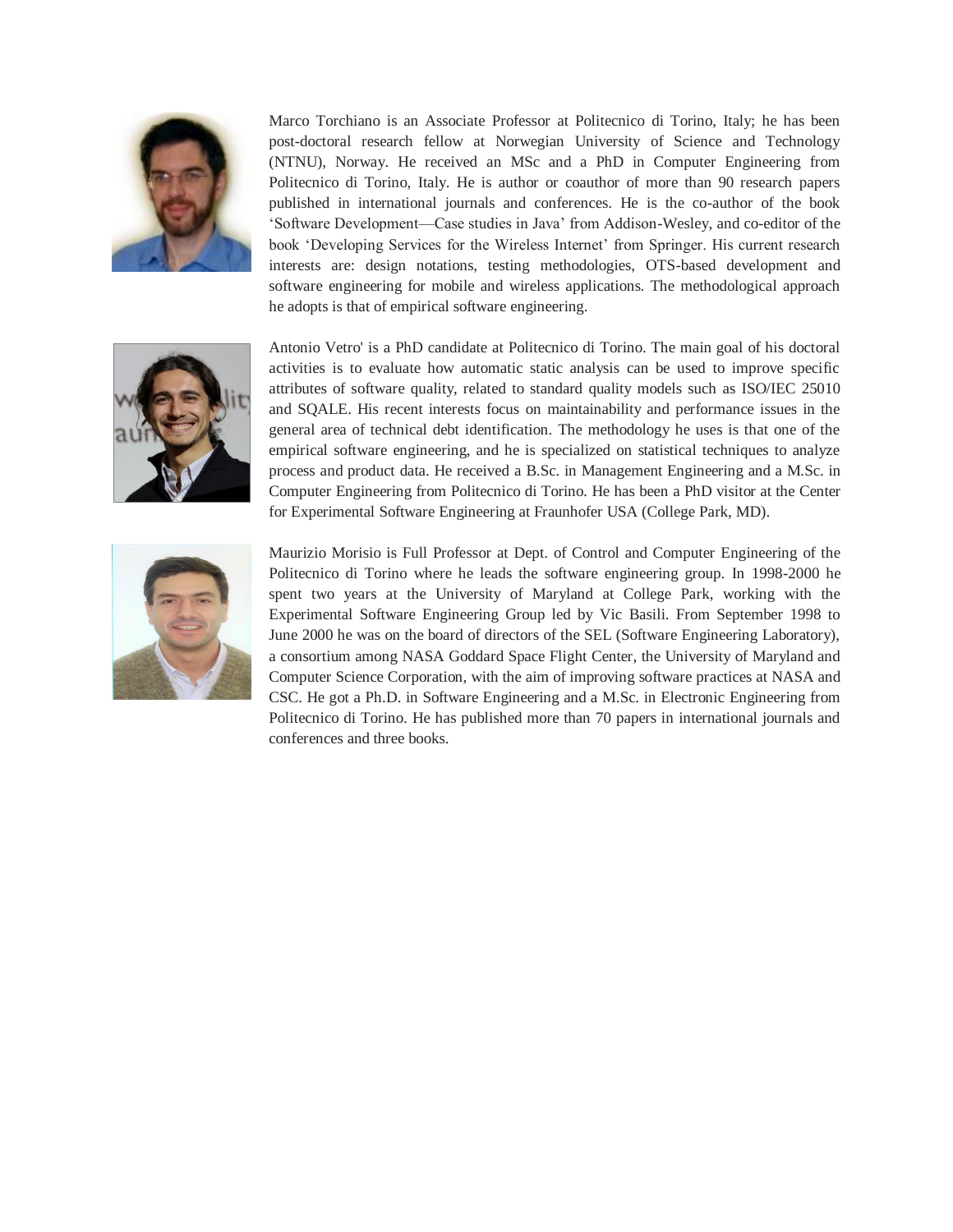Marco Torchiano is an Associate Professor at Politecnico di Torino, Italy; he has been post-doctoral research fellow at Norwegian University of Science and Technology (NTNU), Norway. He received an MSc and a PhD in Computer Engineering from Politecnico di Torino, Italy. He is author or coauthor of more than 90 research papers published in international journals and conferences. He is the co-author of the book 'Software Development—Case studies in Java' from Addison-Wesley, and co-editor of the book 'Developing Services for the Wireless Internet' from Springer. His current research interests are: design notations, testing methodologies, OTS-based development and software engineering for mobile and wireless applications. The methodological approach he adopts is that of empirical software engineering.

Antonio Vetro' is a PhD candidate at Politecnico di Torino. The main goal of his doctoral activities is to evaluate how automatic static analysis can be used to improve specific attributes of software quality, related to standard quality models such as ISO/IEC 25010 and SQALE. His recent interests focus on maintainability and performance issues in the general area of technical debt identification. The methodology he uses is that one of the empirical software engineering, and he is specialized on statistical techniques to analyze process and product data. He received a B.Sc. in Management Engineering and a M.Sc. in Computer Engineering from Politecnico di Torino. He has been a PhD visitor at the Center for Experimental Software Engineering at Fraunhofer USA (College Park, MD).

Maurizio Morisio is Full Professor at Dept. of Control and Computer Engineering of the Politecnico di Torino where he leads the software engineering group. In 1998-2000 he spent two years at the University of Maryland at College Park, working with the Experimental Software Engineering Group led by Vic Basili. From September 1998 to June 2000 he was on the board of directors of the SEL (Software Engineering Laboratory), a consortium among NASA Goddard Space Flight Center, the University of Maryland and Computer Science Corporation, with the aim of improving software practices at NASA and CSC. He got a Ph.D. in Software Engineering and a M.Sc. in Electronic Engineering from Politecnico di Torino. He has published more than 70 papers in international journals and conferences and three books.